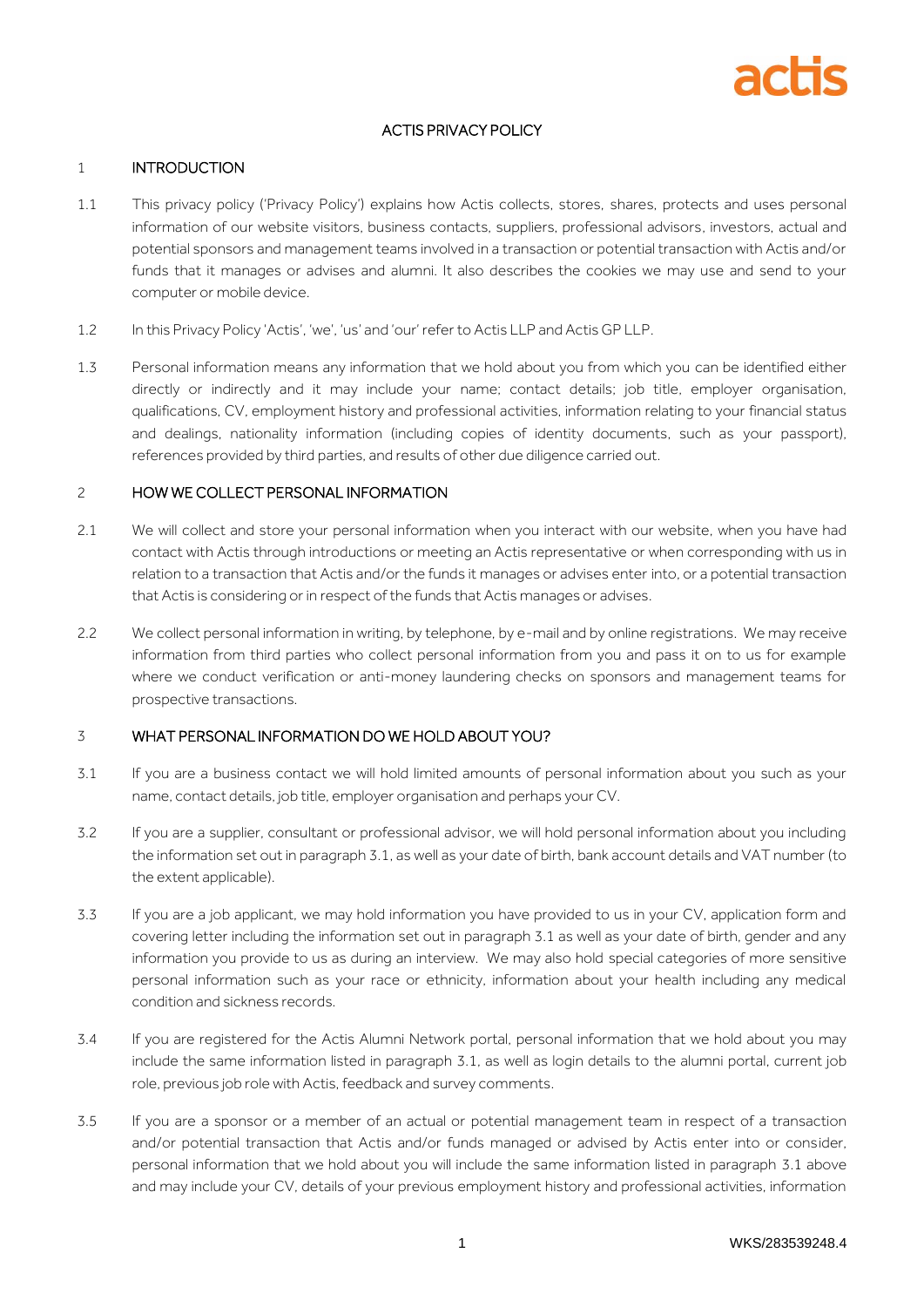# ACTIS PRIVACY POLICY

## 1 INTRODUCTION

1.1 This privacy policy ('Privacy Policy') explains how Actis collects, stores, shares, protects and uses personal information of our website visitors, business contacts, suppliers, professional advisors, investors, actual and potential sponsors and management teams involved in a transaction or potential transaction with Actis and/or funds that it manages or advises and alumni. It also describes the cookies we may use and send to your computer or mobile device.

1.2 In this Privacy Policy 'Actis', 'we', 'us' and 'our' refer to Actis LLP and Actis GP LLP.

1.3 Personal information means any information that we hold about you from which you can be identified either directly or indirectly and it may include your name; contact details; job title, employer organisation, qualifications, CV, employment history and professional activities, information relating to your financial status and dealings, nationality information (including copies of identity documents, such as your passport), references provided by third parties, and results of other due diligence carried out.

## 2 HOW WE COLLECT PERSONAL INFORMATION

2.1 We will collect and store your personal information when you interact with our website, when you have had contact with Actis through introductions or meeting an Actis representative or when corresponding with us in relation to a transaction that Actis and/or the funds it manages or advises enter into, or a potential transaction that Actis is considering or in respect of the funds that Actis manages or advises.

2.2 We collect personal information in writing, by telephone, by e-mail and by online registrations. We may receive information from third parties who collect personal information from you and pass it on to us for example where we conduct verification or anti-money laundering checks on sponsors and management teams for prospective transactions.

## 3 WHAT PERSONAL INFORMATION DO WE HOLD ABOUT YOU?

3.1 If you are a business contact we will hold limited amounts of personal information about you such as your name, contact details, job title, employer organisation and perhaps your CV.

3.2 If you are a supplier, consultant or professional advisor, we will hold personal information about you including the information set out in paragraph 3.1, as well as your date of birth, bank account details and VAT number (to the extent applicable).

3.3 If you are a job applicant, we may hold information you have provided to us in your CV, application form and covering letter including the information set out in paragraph 3.1 as well as your date of birth, gender and any information you provide to us as during an interview. We may also hold special categories of more sensitive personal information such as your race or ethnicity, information about your health including any medical condition and sickness records.

3.4 If you are registered for the Actis Alumni Network portal, personal information that we hold about you may include the same information listed in paragraph 3.1, as well as login details to the alumni portal, current job role, previous job role with Actis, feedback and survey comments.

3.5 If you are a sponsor or a member of an actual or potential management team in respect of a transaction and/or potential transaction that Actis and/or funds managed or advised by Actis enter into or consider, personal information that we hold about you will include the same information listed in paragraph 3.1 above and may include your CV, details of your previous employment history and professional activities, information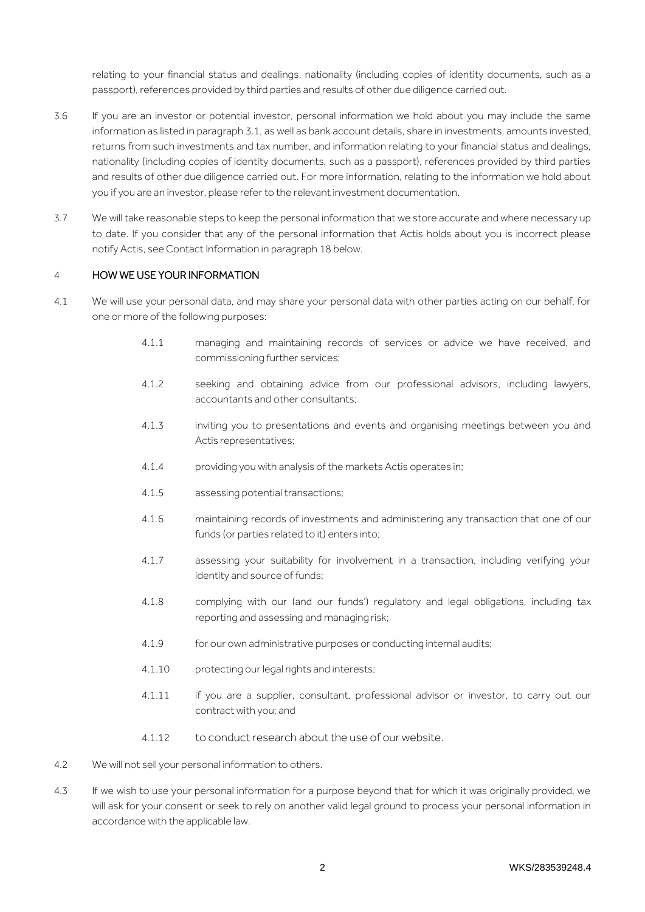relating to your financial status and dealings, nationality (including copies of identity documents, such as a passport), references provided by third parties and results of other due diligence carried out.

3.6 If you are an investor or potential investor, personal information we hold about you may include the same information as listed in paragraph 3.1, as well as bank account details, share in investments, amounts invested, returns from such investments and tax number, and information relating to your financial status and dealings, nationality (including copies of identity documents, such as a passport), references provided by third parties and results of other due diligence carried out. For more information, relating to the information we hold about you if you are an investor, please refer to the relevant investment documentation.

3.7 We will take reasonable steps to keep the personal information that we store accurate and where necessary up to date. If you consider that any of the personal information that Actis holds about you is incorrect please notify Actis, see Contact Information in paragraph 18 below.

## 4 HOW WE USE YOUR INFORMATION

4.1 We will use your personal data, and may share your personal data with other parties acting on our behalf, for one or more of the following purposes:

- 4.1.1 managing and maintaining records of services or advice we have received, and commissioning further services;
- 4.1.2 seeking and obtaining advice from our professional advisors, including lawyers, accountants and other consultants;
- 4.1.3 inviting you to presentations and events and organising meetings between you and Actis representatives;
- 4.1.4 providing you with analysis of the markets Actis operates in;
- 4.1.5 assessing potential transactions;
- 4.1.6 maintaining records of investments and administering any transaction that one of our funds (or parties related to it) enters into;
- 4.1.7 assessing your suitability for involvement in a transaction, including verifying your identity and source of funds;
- 4.1.8 complying with our (and our funds') regulatory and legal obligations, including tax reporting and assessing and managing risk;
- 4.1.9 for our own administrative purposes or conducting internal audits;
- 4.1.10 protecting our legal rights and interests;
- 4.1.11 if you are a supplier, consultant, professional advisor or investor, to carry out our contract with you; and
- 4.1.12 to conduct research about the use of our website.

4.2 We will not sell your personal information to others.

4.3 If we wish to use your personal information for a purpose beyond that for which it was originally provided, we will ask for your consent or seek to rely on another valid legal ground to process your personal information in accordance with the applicable law.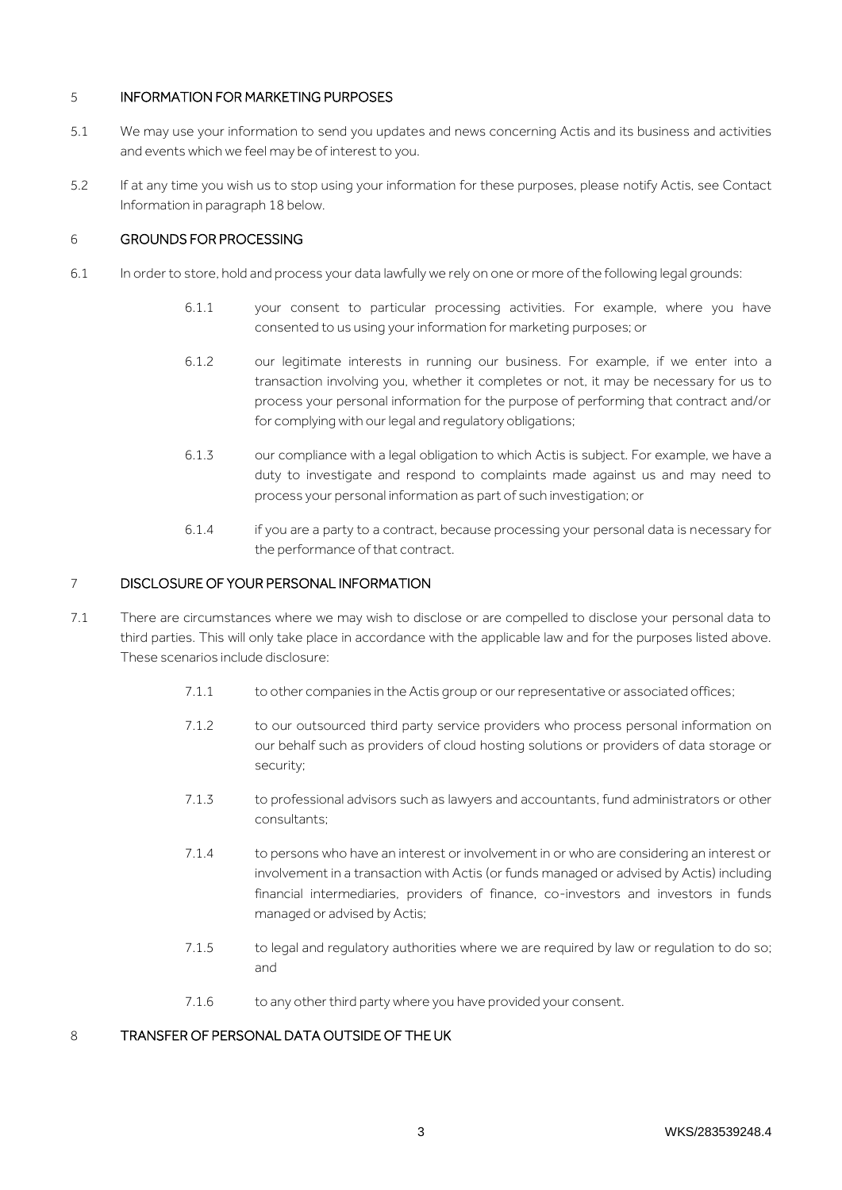## 5 INFORMATION FOR MARKETING PURPOSES

5.1 We may use your information to send you updates and news concerning Actis and its business and activities and events which we feel may be of interest to you.

5.2 If at any time you wish us to stop using your information for these purposes, please notify Actis, see Contact Information in paragraph 18 below.

## 6 GROUNDS FOR PROCESSING

6.1 In order to store, hold and process your data lawfully we rely on one or more of the following legal grounds:

6.1.1 your consent to particular processing activities. For example, where you have consented to us using your information for marketing purposes; or

6.1.2 our legitimate interests in running our business. For example, if we enter into a transaction involving you, whether it completes or not, it may be necessary for us to process your personal information for the purpose of performing that contract and/or for complying with our legal and regulatory obligations;

6.1.3 our compliance with a legal obligation to which Actis is subject. For example, we have a duty to investigate and respond to complaints made against us and may need to process your personal information as part of such investigation; or

6.1.4 if you are a party to a contract, because processing your personal data is necessary for the performance of that contract.

## 7 DISCLOSURE OF YOUR PERSONAL INFORMATION

7.1 There are circumstances where we may wish to disclose or are compelled to disclose your personal data to third parties. This will only take place in accordance with the applicable law and for the purposes listed above. These scenarios include disclosure:

7.1.1 to other companies in the Actis group or our representative or associated offices;

7.1.2 to our outsourced third party service providers who process personal information on our behalf such as providers of cloud hosting solutions or providers of data storage or security;

7.1.3 to professional advisors such as lawyers and accountants, fund administrators or other consultants;

7.1.4 to persons who have an interest or involvement in or who are considering an interest or involvement in a transaction with Actis (or funds managed or advised by Actis) including financial intermediaries, providers of finance, co-investors and investors in funds managed or advised by Actis;

7.1.5 to legal and regulatory authorities where we are required by law or regulation to do so; and

7.1.6 to any other third party where you have provided your consent.

## 8 TRANSFER OF PERSONAL DATA OUTSIDE OF THE UK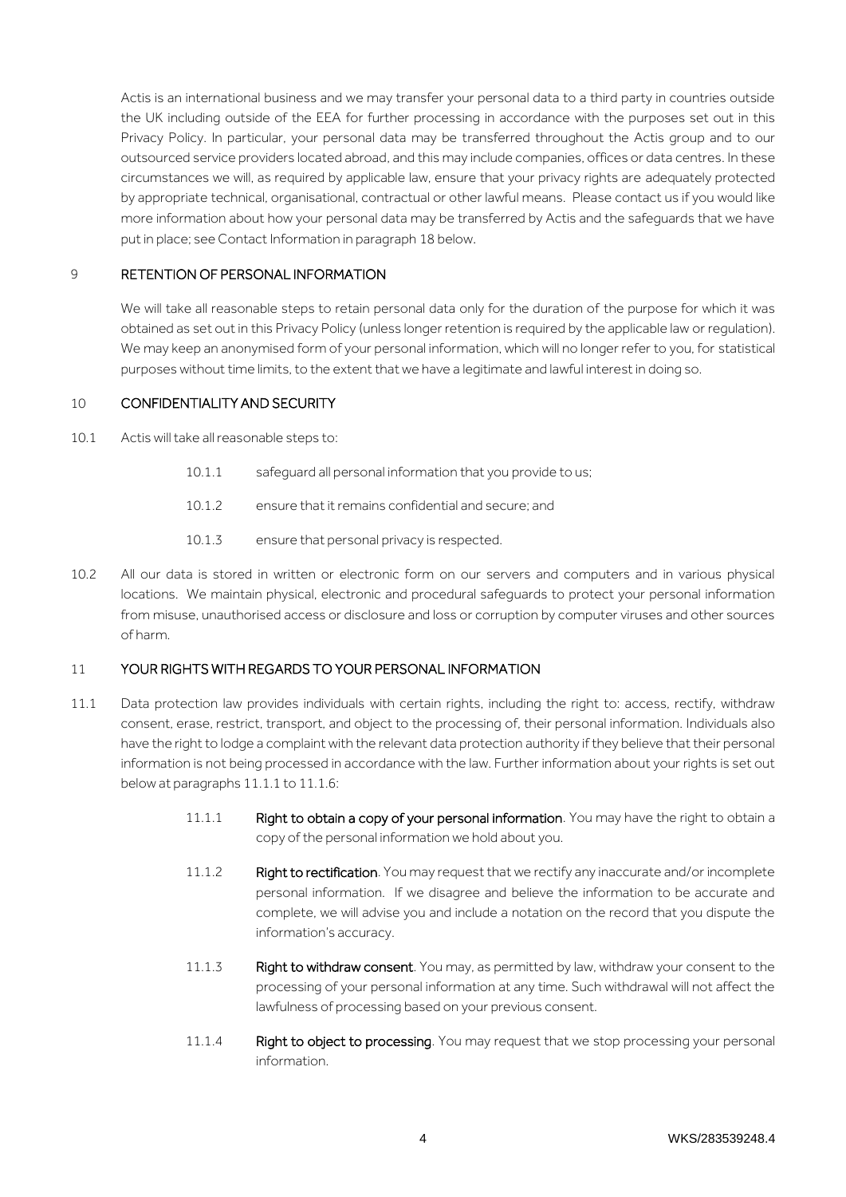Actis is an international business and we may transfer your personal data to a third party in countries outside the UK including outside of the EEA for further processing in accordance with the purposes set out in this Privacy Policy. In particular, your personal data may be transferred throughout the Actis group and to our outsourced service providers located abroad, and this may include companies, offices or data centres. In these circumstances we will, as required by applicable law, ensure that your privacy rights are adequately protected by appropriate technical, organisational, contractual or other lawful means. Please contact us if you would like more information about how your personal data may be transferred by Actis and the safeguards that we have put in place; see Contact Information in paragraph 18 below.

## 9 RETENTION OF PERSONAL INFORMATION

We will take all reasonable steps to retain personal data only for the duration of the purpose for which it was obtained as set out in this Privacy Policy (unless longer retention is required by the applicable law or regulation). We may keep an anonymised form of your personal information, which will no longer refer to you, for statistical purposes without time limits, to the extent that we have a legitimate and lawful interest in doing so.

## 10 CONFIDENTIALITY AND SECURITY

10.1 Actis will take all reasonable steps to:

10.1.1 safeguard all personal information that you provide to us;

10.1.2 ensure that it remains confidential and secure; and

10.1.3 ensure that personal privacy is respected.

10.2 All our data is stored in written or electronic form on our servers and computers and in various physical locations. We maintain physical, electronic and procedural safeguards to protect your personal information from misuse, unauthorised access or disclosure and loss or corruption by computer viruses and other sources of harm.

## 11 YOUR RIGHTS WITH REGARDS TO YOUR PERSONAL INFORMATION

11.1 Data protection law provides individuals with certain rights, including the right to: access, rectify, withdraw consent, erase, restrict, transport, and object to the processing of, their personal information. Individuals also have the right to lodge a complaint with the relevant data protection authority if they believe that their personal information is not being processed in accordance with the law. Further information about your rights is set out below at paragraphs 11.1.1 to 11.1.6:

11.1.1 **Right to obtain a copy of your personal information**. You may have the right to obtain a copy of the personal information we hold about you.

11.1.2 **Right to rectification**. You may request that we rectify any inaccurate and/or incomplete personal information. If we disagree and believe the information to be accurate and complete, we will advise you and include a notation on the record that you dispute the information's accuracy.

11.1.3 **Right to withdraw consent**. You may, as permitted by law, withdraw your consent to the processing of your personal information at any time. Such withdrawal will not affect the lawfulness of processing based on your previous consent.

11.1.4 **Right to object to processing**. You may request that we stop processing your personal information.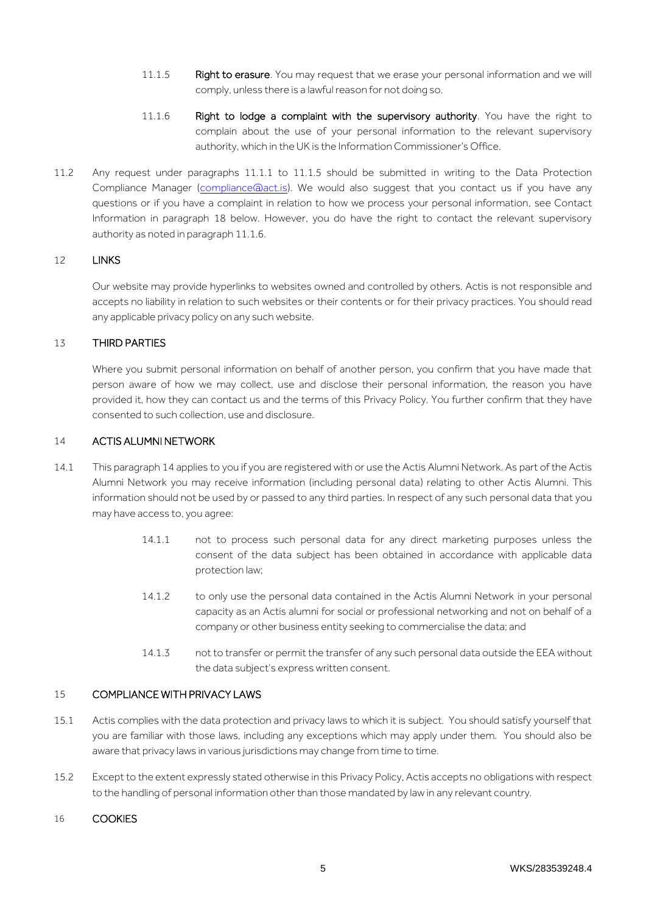11.1.5 **Right to erasure**. You may request that we erase your personal information and we will comply, unless there is a lawful reason for not doing so.

11.1.6 **Right to lodge a complaint with the supervisory authority**. You have the right to complain about the use of your personal information to the relevant supervisory authority, which in the UK is the Information Commissioner's Office.

11.2 Any request under paragraphs 11.1.1 to 11.1.5 should be submitted in writing to the Data Protection Compliance Manager (compliance@act.is). We would also suggest that you contact us if you have any questions or if you have a complaint in relation to how we process your personal information, see Contact Information in paragraph 18 below. However, you do have the right to contact the relevant supervisory authority as noted in paragraph 11.1.6.

## 12 LINKS

Our website may provide hyperlinks to websites owned and controlled by others. Actis is not responsible and accepts no liability in relation to such websites or their contents or for their privacy practices. You should read any applicable privacy policy on any such website.

## 13 THIRD PARTIES

Where you submit personal information on behalf of another person, you confirm that you have made that person aware of how we may collect, use and disclose their personal information, the reason you have provided it, how they can contact us and the terms of this Privacy Policy. You further confirm that they have consented to such collection, use and disclosure.

## 14 ACTIS ALUMNI NETWORK

14.1 This paragraph 14 applies to you if you are registered with or use the Actis Alumni Network. As part of the Actis Alumni Network you may receive information (including personal data) relating to other Actis Alumni. This information should not be used by or passed to any third parties. In respect of any such personal data that you may have access to, you agree:

14.1.1 not to process such personal data for any direct marketing purposes unless the consent of the data subject has been obtained in accordance with applicable data protection law;

14.1.2 to only use the personal data contained in the Actis Alumni Network in your personal capacity as an Actis alumni for social or professional networking and not on behalf of a company or other business entity seeking to commercialise the data; and

14.1.3 not to transfer or permit the transfer of any such personal data outside the EEA without the data subject's express written consent.

## 15 COMPLIANCE WITH PRIVACY LAWS

15.1 Actis complies with the data protection and privacy laws to which it is subject. You should satisfy yourself that you are familiar with those laws, including any exceptions which may apply under them. You should also be aware that privacy laws in various jurisdictions may change from time to time.

15.2 Except to the extent expressly stated otherwise in this Privacy Policy, Actis accepts no obligations with respect to the handling of personal information other than those mandated by law in any relevant country.

## 16 COOKIES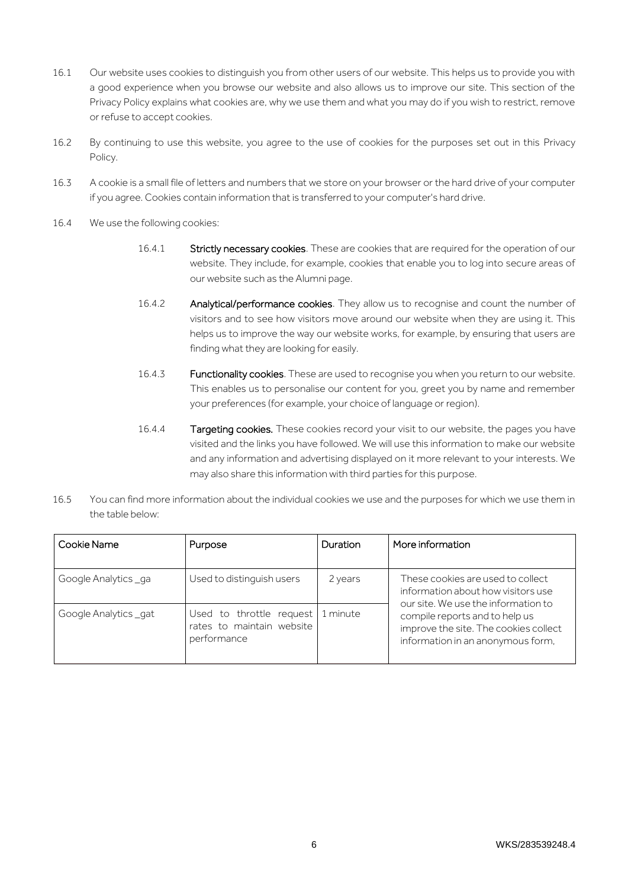16.1 Our website uses cookies to distinguish you from other users of our website. This helps us to provide you with a good experience when you browse our website and also allows us to improve our site. This section of the Privacy Policy explains what cookies are, why we use them and what you may do if you wish to restrict, remove or refuse to accept cookies.

16.2 By continuing to use this website, you agree to the use of cookies for the purposes set out in this Privacy Policy.

16.3 A cookie is a small file of letters and numbers that we store on your browser or the hard drive of your computer if you agree. Cookies contain information that is transferred to your computer's hard drive.

16.4 We use the following cookies:

16.4.1 **Strictly necessary cookies**. These are cookies that are required for the operation of our website. They include, for example, cookies that enable you to log into secure areas of our website such as the Alumni page.

16.4.2 **Analytical/performance cookies**. They allow us to recognise and count the number of visitors and to see how visitors move around our website when they are using it. This helps us to improve the way our website works, for example, by ensuring that users are finding what they are looking for easily.

16.4.3 **Functionality cookies**. These are used to recognise you when you return to our website. This enables us to personalise our content for you, greet you by name and remember your preferences (for example, your choice of language or region).

16.4.4 **Targeting cookies.** These cookies record your visit to our website, the pages you have visited and the links you have followed. We will use this information to make our website and any information and advertising displayed on it more relevant to your interests. We may also share this information with third parties for this purpose.

16.5 You can find more information about the individual cookies we use and the purposes for which we use them in the table below:

| Cookie Name | Purpose | Duration | More information |
|---|---|---|---|
| Google Analytics _ga | Used to distinguish users | 2 years | These cookies are used to collect information about how visitors use our site. We use the information to compile reports and to help us improve the site. The cookies collect information in an anonymous form, |
| Google Analytics _gat | Used to throttle request rates to maintain website performance | 1 minute | |

WKS/283539248.4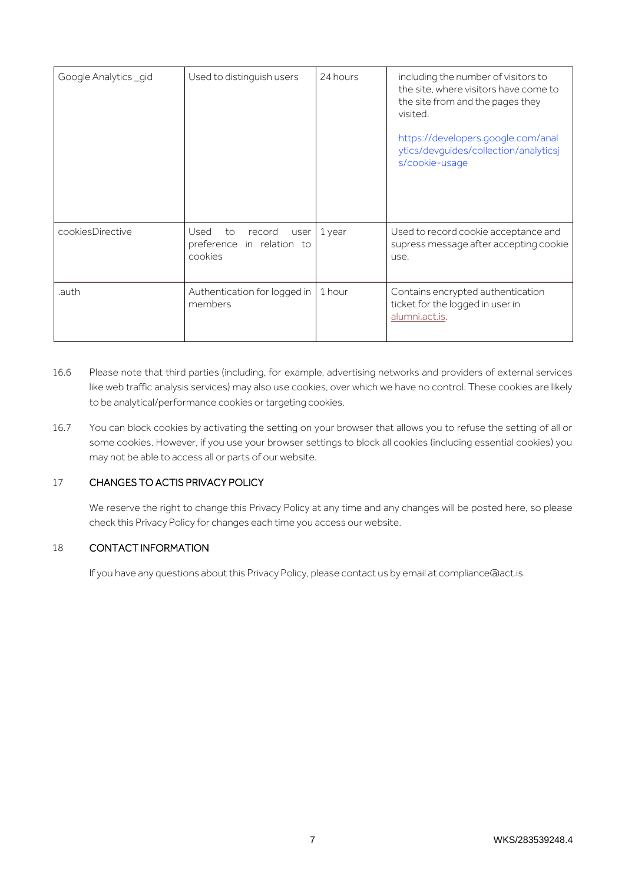| | | | |
|---|---|---|---|
| Google Analytics _gid | Used to distinguish users | 24 hours | including the number of visitors to the site, where visitors have come to the site from and the pages they visited. https://developers.google.com/analytics/devguides/collection/analyticsjs/cookie-usage |
| cookiesDirective | Used to record user preference in relation to cookies | 1 year | Used to record cookie acceptance and supress message after accepting cookie use. |
| .auth | Authentication for logged in members | 1 hour | Contains encrypted authentication ticket for the logged in user in alumni.act.is. |

16.6 Please note that third parties (including, for example, advertising networks and providers of external services like web traffic analysis services) may also use cookies, over which we have no control. These cookies are likely to be analytical/performance cookies or targeting cookies.

16.7 You can block cookies by activating the setting on your browser that allows you to refuse the setting of all or some cookies. However, if you use your browser settings to block all cookies (including essential cookies) you may not be able to access all or parts of our website.

## 17 CHANGES TO ACTIS PRIVACY POLICY

We reserve the right to change this Privacy Policy at any time and any changes will be posted here, so please check this Privacy Policy for changes each time you access our website.

## 18 CONTACT INFORMATION

If you have any questions about this Privacy Policy, please contact us by email at compliance@act.is.

WKS/283539248.4